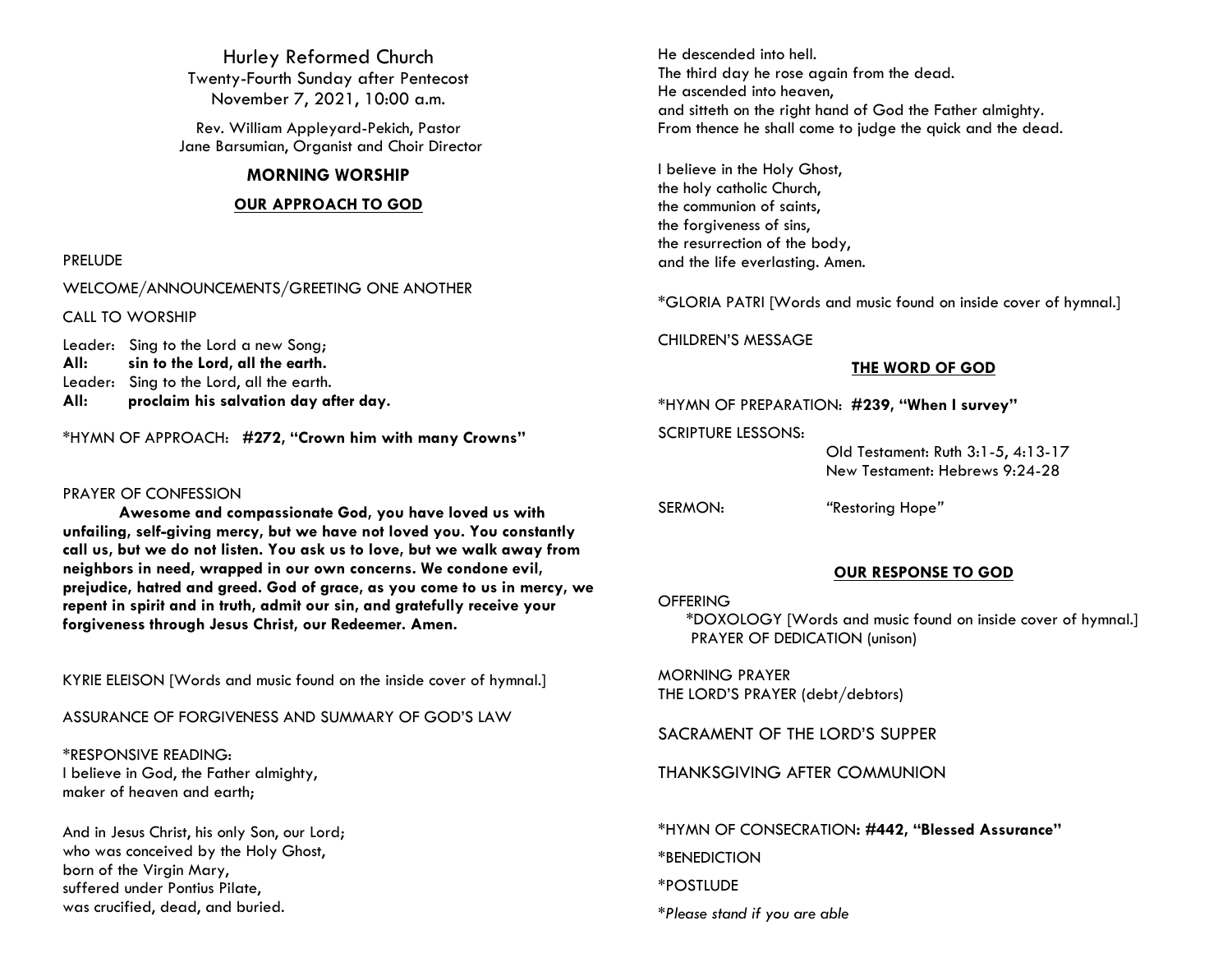# Hurley Reformed Church

Twenty-Fourth Sunday after Pentecost
November 7, 2021, 10:00 a.m.

Rev. William Appleyard-Pekich, Pastor
Jane Barsumian, Organist and Choir Director

## MORNING WORSHIP

### OUR APPROACH TO GOD

PRELUDE

WELCOME/ANNOUNCEMENTS/GREETING ONE ANOTHER

CALL TO WORSHIP

Leader: Sing to the Lord a new Song;
**All: sin to the Lord, all the earth.**
Leader: Sing to the Lord, all the earth.
**All: proclaim his salvation day after day.**

*HYMN OF APPROACH: **#272, "Crown him with many Crowns"**

PRAYER OF CONFESSION

**Awesome and compassionate God, you have loved us with unfailing, self-giving mercy, but we have not loved you. You constantly call us, but we do not listen. You ask us to love, but we walk away from neighbors in need, wrapped in our own concerns. We condone evil, prejudice, hatred and greed. God of grace, as you come to us in mercy, we repent in spirit and in truth, admit our sin, and gratefully receive your forgiveness through Jesus Christ, our Redeemer. Amen.**

KYRIE ELEISON [Words and music found on the inside cover of hymnal.]

ASSURANCE OF FORGIVENESS AND SUMMARY OF GOD'S LAW

*RESPONSIVE READING:
I believe in God, the Father almighty,
maker of heaven and earth;

And in Jesus Christ, his only Son, our Lord;
who was conceived by the Holy Ghost,
born of the Virgin Mary,
suffered under Pontius Pilate,
was crucified, dead, and buried.
He descended into hell.
The third day he rose again from the dead.
He ascended into heaven,
and sitteth on the right hand of God the Father almighty.
From thence he shall come to judge the quick and the dead.

I believe in the Holy Ghost,
the holy catholic Church,
the communion of saints,
the forgiveness of sins,
the resurrection of the body,
and the life everlasting. Amen.

*GLORIA PATRI [Words and music found on inside cover of hymnal.]

CHILDREN'S MESSAGE

### THE WORD OF GOD

*HYMN OF PREPARATION: **#239, "When I survey"**

SCRIPTURE LESSONS:
Old Testament: Ruth 3:1-5, 4:13-17
New Testament: Hebrews 9:24-28

SERMON: "Restoring Hope"

### OUR RESPONSE TO GOD

OFFERING
*DOXOLOGY [Words and music found on inside cover of hymnal.]
PRAYER OF DEDICATION (unison)

MORNING PRAYER
THE LORD'S PRAYER (debt/debtors)

SACRAMENT OF THE LORD'S SUPPER

THANKSGIVING AFTER COMMUNION

*HYMN OF CONSECRATION**: #442, "Blessed Assurance"**

*BENEDICTION

*POSTLUDE

**Please stand if you are able*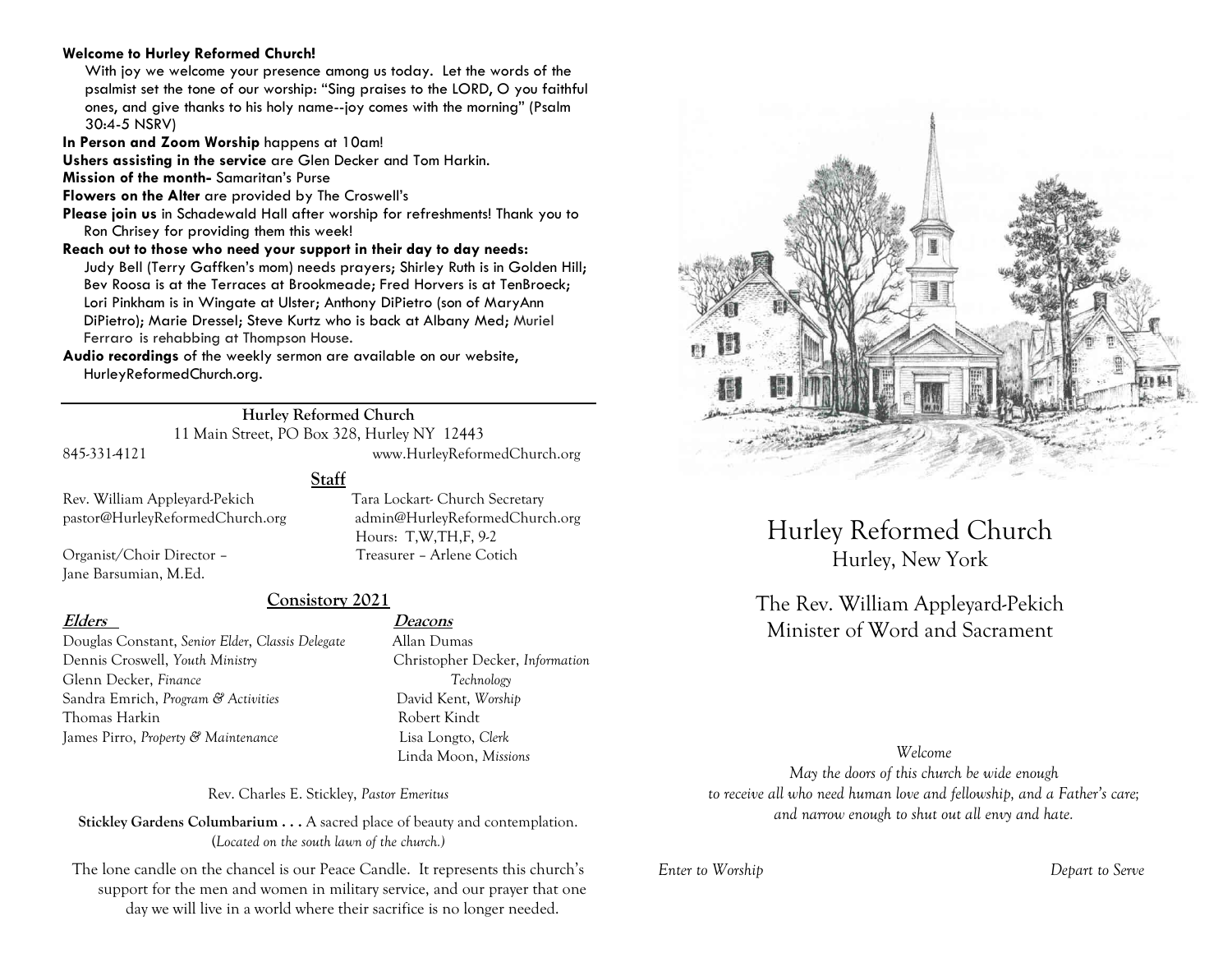**Welcome to Hurley Reformed Church!**

With joy we welcome your presence among us today. Let the words of the psalmist set the tone of our worship: "Sing praises to the LORD, O you faithful ones, and give thanks to his holy name--joy comes with the morning" (Psalm 30:4-5 NSRV)

**In Person and Zoom Worship** happens at 10am!

**Ushers assisting in the service** are Glen Decker and Tom Harkin.

**Mission of the month-** Samaritan's Purse

**Flowers on the Alter** are provided by The Croswell's

**Please join us** in Schadewald Hall after worship for refreshments! Thank you to Ron Chrisey for providing them this week!

**Reach out to those who need your support in their day to day needs:**
Judy Bell (Terry Gaffken's mom) needs prayers; Shirley Ruth is in Golden Hill; Bev Roosa is at the Terraces at Brookmeade; Fred Horvers is at TenBroeck; Lori Pinkham is in Wingate at Ulster; Anthony DiPietro (son of MaryAnn DiPietro); Marie Dressel; Steve Kurtz who is back at Albany Med; Muriel Ferraro is rehabbing at Thompson House.

**Audio recordings** of the weekly sermon are available on our website, HurleyReformedChurch.org.

---

**Hurley Reformed Church**
11 Main Street, PO Box 328, Hurley NY 12443
845-331-4121 www.HurleyReformedChurch.org

**Staff**

Rev. William Appleyard-Pekich
pastor@HurleyReformedChurch.org

Tara Lockart- Church Secretary
admin@HurleyReformedChurch.org
Hours: T,W,TH,F, 9-2

Organist/Choir Director – Jane Barsumian, M.Ed.

Treasurer – Arlene Cotich

**Consistory 2021**

**Elders**

Douglas Constant, *Senior Elder, Classis Delegate*
Dennis Croswell, *Youth Ministry*
Glenn Decker, *Finance*
Sandra Emrich, *Program & Activities*
Thomas Harkin
James Pirro, *Property & Maintenance*

**Deacons**

Allan Dumas
Christopher Decker, *Information Technology*
David Kent, *Worship*
Robert Kindt
Lisa Longto, *Clerk*
Linda Moon, *Missions*

Rev. Charles E. Stickley, *Pastor Emeritus*

**Stickley Gardens Columbarium . . .** A sacred place of beauty and contemplation. (*Located on the south lawn of the church.)*

The lone candle on the chancel is our Peace Candle. It represents this church's support for the men and women in military service, and our prayer that one day we will live in a world where their sacrifice is no longer needed.

# Hurley Reformed Church
## Hurley, New York

The Rev. William Appleyard-Pekich
Minister of Word and Sacrament

*Welcome*
*May the doors of this church be wide enough to receive all who need human love and fellowship, and a Father's care; and narrow enough to shut out all envy and hate.*

*Enter to Worship* *Depart to Serve*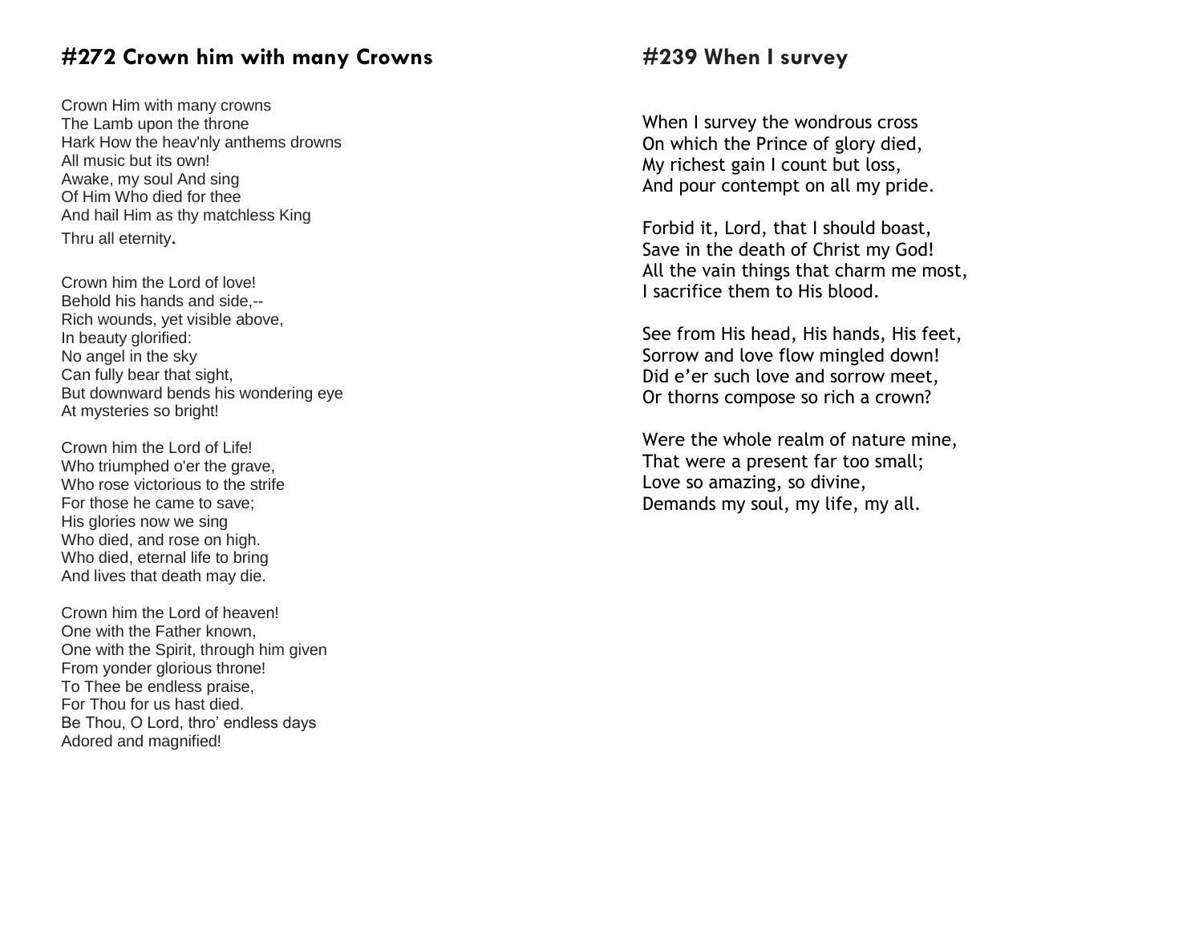## #272 Crown him with many Crowns

Crown Him with many crowns
The Lamb upon the throne
Hark How the heav'nly anthems drowns
All music but its own!
Awake, my soul And sing
Of Him Who died for thee
And hail Him as thy matchless King
Thru all eternity.

Crown him the Lord of love!
Behold his hands and side,--
Rich wounds, yet visible above,
In beauty glorified:
No angel in the sky
Can fully bear that sight,
But downward bends his wondering eye
At mysteries so bright!

Crown him the Lord of Life!
Who triumphed o'er the grave,
Who rose victorious to the strife
For those he came to save;
His glories now we sing
Who died, and rose on high.
Who died, eternal life to bring
And lives that death may die.

Crown him the Lord of heaven!
One with the Father known,
One with the Spirit, through him given
From yonder glorious throne!
To Thee be endless praise,
For Thou for us hast died.
Be Thou, O Lord, thro' endless days
Adored and magnified!

## #239 When I survey

When I survey the wondrous cross
On which the Prince of glory died,
My richest gain I count but loss,
And pour contempt on all my pride.

Forbid it, Lord, that I should boast,
Save in the death of Christ my God!
All the vain things that charm me most,
I sacrifice them to His blood.

See from His head, His hands, His feet,
Sorrow and love flow mingled down!
Did e'er such love and sorrow meet,
Or thorns compose so rich a crown?

Were the whole realm of nature mine,
That were a present far too small;
Love so amazing, so divine,
Demands my soul, my life, my all.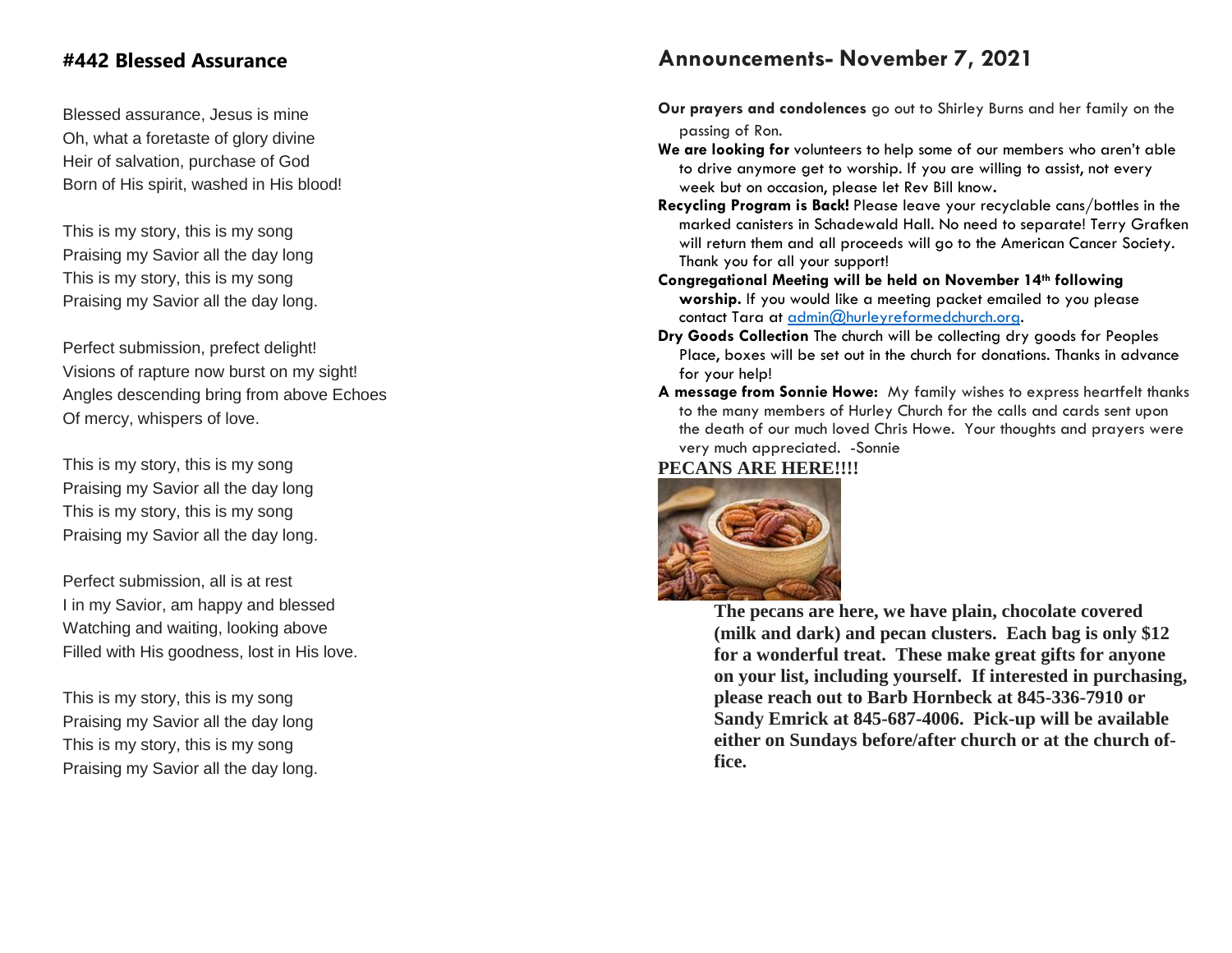## #442 Blessed Assurance

Blessed assurance, Jesus is mine
Oh, what a foretaste of glory divine
Heir of salvation, purchase of God
Born of His spirit, washed in His blood!

This is my story, this is my song
Praising my Savior all the day long
This is my story, this is my song
Praising my Savior all the day long.

Perfect submission, prefect delight!
Visions of rapture now burst on my sight!
Angles descending bring from above Echoes
Of mercy, whispers of love.

This is my story, this is my song
Praising my Savior all the day long
This is my story, this is my song
Praising my Savior all the day long.

Perfect submission, all is at rest
I in my Savior, am happy and blessed
Watching and waiting, looking above
Filled with His goodness, lost in His love.

This is my story, this is my song
Praising my Savior all the day long
This is my story, this is my song
Praising my Savior all the day long.

## Announcements- November 7, 2021

**Our prayers and condolences** go out to Shirley Burns and her family on the passing of Ron.

**We are looking for** volunteers to help some of our members who aren't able to drive anymore get to worship. If you are willing to assist, not every week but on occasion, please let Rev Bill know.

**Recycling Program is Back!** Please leave your recyclable cans/bottles in the marked canisters in Schadewald Hall. No need to separate! Terry Grafken will return them and all proceeds will go to the American Cancer Society. Thank you for all your support!

**Congregational Meeting will be held on November 14th following worship.** If you would like a meeting packet emailed to you please contact Tara at admin@hurleyreformedchurch.org.

**Dry Goods Collection** The church will be collecting dry goods for Peoples Place, boxes will be set out in the church for donations. Thanks in advance for your help!

**A message from Sonnie Howe:** My family wishes to express heartfelt thanks to the many members of Hurley Church for the calls and cards sent upon the death of our much loved Chris Howe. Your thoughts and prayers were very much appreciated. -Sonnie

**PECANS ARE HERE!!!!**

**The pecans are here, we have plain, chocolate covered (milk and dark) and pecan clusters. Each bag is only $12 for a wonderful treat. These make great gifts for anyone on your list, including yourself. If interested in purchasing, please reach out to Barb Hornbeck at 845-336-7910 or Sandy Emrick at 845-687-4006. Pick-up will be available either on Sundays before/after church or at the church office.**